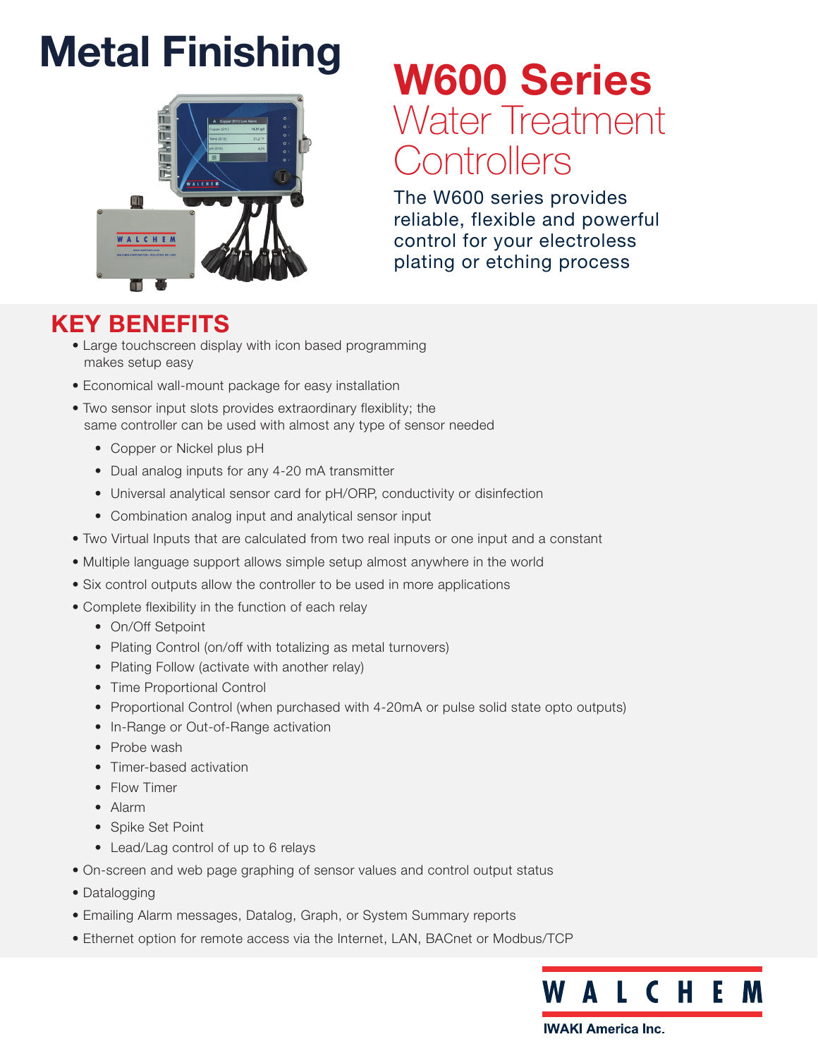# Metal Finishing

## W600 Series
## Water Treatment Controllers

The W600 series provides reliable, flexible and powerful control for your electroless plating or etching process

## KEY BENEFITS

- Large touchscreen display with icon based programming makes setup easy
- Economical wall-mount package for easy installation
- Two sensor input slots provides extraordinary flexiblity; the same controller can be used with almost any type of sensor needed
  - Copper or Nickel plus pH
  - Dual analog inputs for any 4-20 mA transmitter
  - Universal analytical sensor card for pH/ORP, conductivity or disinfection
  - Combination analog input and analytical sensor input
- Two Virtual Inputs that are calculated from two real inputs or one input and a constant
- Multiple language support allows simple setup almost anywhere in the world
- Six control outputs allow the controller to be used in more applications
- Complete flexibility in the function of each relay
  - On/Off Setpoint
  - Plating Control (on/off with totalizing as metal turnovers)
  - Plating Follow (activate with another relay)
  - Time Proportional Control
  - Proportional Control (when purchased with 4-20mA or pulse solid state opto outputs)
  - In-Range or Out-of-Range activation
  - Probe wash
  - Timer-based activation
  - Flow Timer
  - Alarm
  - Spike Set Point
  - Lead/Lag control of up to 6 relays
- On-screen and web page graphing of sensor values and control output status
- Datalogging
- Emailing Alarm messages, Datalog, Graph, or System Summary reports
- Ethernet option for remote access via the Internet, LAN, BACnet or Modbus/TCP

WALCHEM
IWAKI America Inc.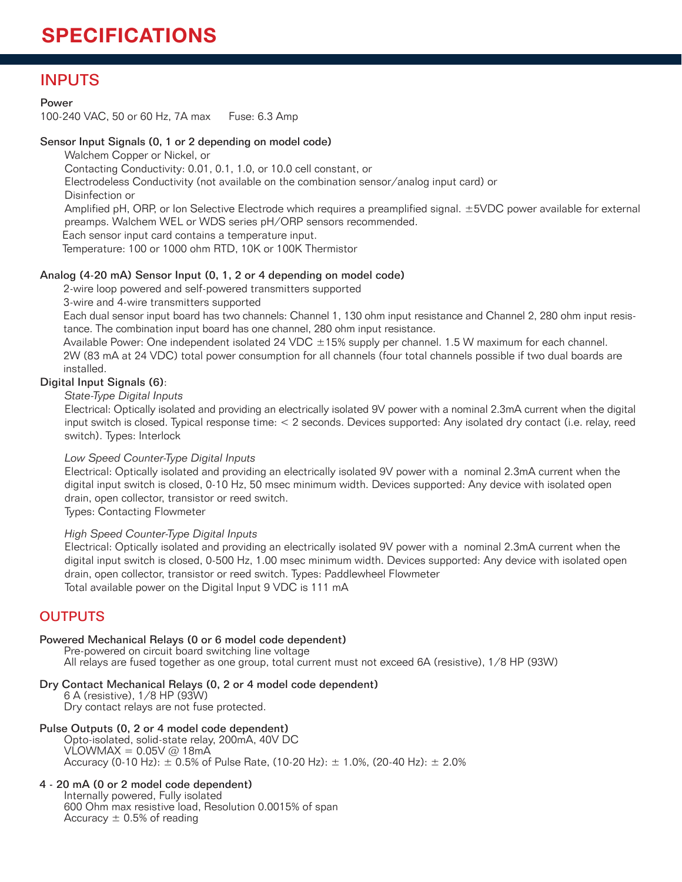# SPECIFICATIONS

## INPUTS

**Power**

100-240 VAC, 50 or 60 Hz, 7A max    Fuse: 6.3 Amp

**Sensor Input Signals (0, 1 or 2 depending on model code)**

Walchem Copper or Nickel, or

Contacting Conductivity: 0.01, 0.1, 1.0, or 10.0 cell constant, or

Electrodeless Conductivity (not available on the combination sensor/analog input card) or

Disinfection or

Amplified pH, ORP, or Ion Selective Electrode which requires a preamplified signal. ±5VDC power available for external preamps. Walchem WEL or WDS series pH/ORP sensors recommended.

Each sensor input card contains a temperature input.

Temperature: 100 or 1000 ohm RTD, 10K or 100K Thermistor

**Analog (4-20 mA) Sensor Input (0, 1, 2 or 4 depending on model code)**

2-wire loop powered and self-powered transmitters supported

3-wire and 4-wire transmitters supported

Each dual sensor input board has two channels: Channel 1, 130 ohm input resistance and Channel 2, 280 ohm input resistance. The combination input board has one channel, 280 ohm input resistance.

Available Power: One independent isolated 24 VDC ±15% supply per channel. 1.5 W maximum for each channel. 2W (83 mA at 24 VDC) total power consumption for all channels (four total channels possible if two dual boards are installed.

**Digital Input Signals (6)**:

*State-Type Digital Inputs*

Electrical: Optically isolated and providing an electrically isolated 9V power with a nominal 2.3mA current when the digital input switch is closed. Typical response time: < 2 seconds. Devices supported: Any isolated dry contact (i.e. relay, reed switch). Types: Interlock

*Low Speed Counter-Type Digital Inputs*

Electrical: Optically isolated and providing an electrically isolated 9V power with a nominal 2.3mA current when the digital input switch is closed, 0-10 Hz, 50 msec minimum width. Devices supported: Any device with isolated open drain, open collector, transistor or reed switch.

Types: Contacting Flowmeter

*High Speed Counter-Type Digital Inputs*

Electrical: Optically isolated and providing an electrically isolated 9V power with a nominal 2.3mA current when the digital input switch is closed, 0-500 Hz, 1.00 msec minimum width. Devices supported: Any device with isolated open drain, open collector, transistor or reed switch. Types: Paddlewheel Flowmeter

Total available power on the Digital Input 9 VDC is 111 mA

## OUTPUTS

**Powered Mechanical Relays (0 or 6 model code dependent)**

Pre-powered on circuit board switching line voltage

All relays are fused together as one group, total current must not exceed 6A (resistive), 1/8 HP (93W)

**Dry Contact Mechanical Relays (0, 2 or 4 model code dependent)**

6 A (resistive), 1/8 HP (93W)

Dry contact relays are not fuse protected.

**Pulse Outputs (0, 2 or 4 model code dependent)**

Opto-isolated, solid-state relay, 200mA, 40V DC

VLOWMAX = 0.05V @ 18mA

Accuracy (0-10 Hz): ± 0.5% of Pulse Rate, (10-20 Hz): ± 1.0%, (20-40 Hz): ± 2.0%

**4 - 20 mA (0 or 2 model code dependent)**

Internally powered, Fully isolated

600 Ohm max resistive load, Resolution 0.0015% of span

Accuracy ± 0.5% of reading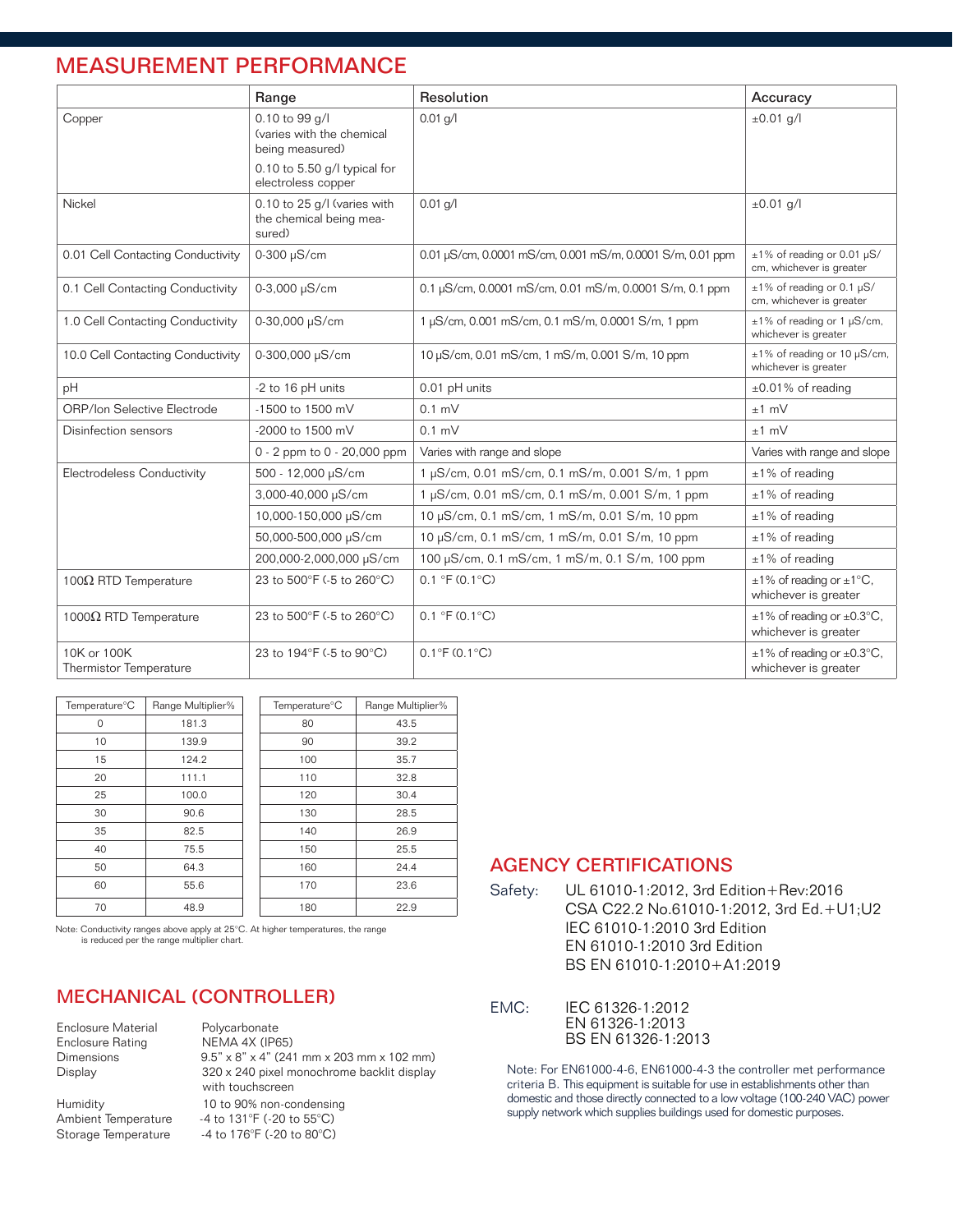## MEASUREMENT PERFORMANCE

| | Range | Resolution | Accuracy |
|---|---|---|---|
| Copper | 0.10 to 99 g/l (varies with the chemical being measured)<br>0.10 to 5.50 g/l typical for electroless copper | 0.01 g/l | ±0.01 g/l |
| Nickel | 0.10 to 25 g/l (varies with the chemical being measured) | 0.01 g/l | ±0.01 g/l |
| 0.01 Cell Contacting Conductivity | 0-300 µS/cm | 0.01 µS/cm, 0.0001 mS/cm, 0.001 mS/m, 0.0001 S/m, 0.01 ppm | ±1% of reading or 0.01 µS/cm, whichever is greater |
| 0.1 Cell Contacting Conductivity | 0-3,000 µS/cm | 0.1 µS/cm, 0.0001 mS/cm, 0.01 mS/m, 0.0001 S/m, 0.1 ppm | ±1% of reading or 0.1 µS/cm, whichever is greater |
| 1.0 Cell Contacting Conductivity | 0-30,000 µS/cm | 1 µS/cm, 0.001 mS/cm, 0.1 mS/m, 0.0001 S/m, 1 ppm | ±1% of reading or 1 µS/cm, whichever is greater |
| 10.0 Cell Contacting Conductivity | 0-300,000 µS/cm | 10 µS/cm, 0.01 mS/cm, 1 mS/m, 0.001 S/m, 10 ppm | ±1% of reading or 10 µS/cm, whichever is greater |
| pH | -2 to 16 pH units | 0.01 pH units | ±0.01% of reading |
| ORP/Ion Selective Electrode | -1500 to 1500 mV | 0.1 mV | ±1 mV |
| Disinfection sensors | -2000 to 1500 mV | 0.1 mV | ±1 mV |
| | 0 - 2 ppm to 0 - 20,000 ppm | Varies with range and slope | Varies with range and slope |
| Electrodeless Conductivity | 500 - 12,000 µS/cm | 1 µS/cm, 0.01 mS/cm, 0.1 mS/m, 0.001 S/m, 1 ppm | ±1% of reading |
| | 3,000-40,000 µS/cm | 1 µS/cm, 0.01 mS/cm, 0.1 mS/m, 0.001 S/m, 1 ppm | ±1% of reading |
| | 10,000-150,000 µS/cm | 10 µS/cm, 0.1 mS/cm, 1 mS/m, 0.01 S/m, 10 ppm | ±1% of reading |
| | 50,000-500,000 µS/cm | 10 µS/cm, 0.1 mS/cm, 1 mS/m, 0.01 S/m, 10 ppm | ±1% of reading |
| | 200,000-2,000,000 µS/cm | 100 µS/cm, 0.1 mS/cm, 1 mS/m, 0.1 S/m, 100 ppm | ±1% of reading |
| 100Ω RTD Temperature | 23 to 500°F (-5 to 260°C) | 0.1 °F (0.1°C) | ±1% of reading or ±1°C, whichever is greater |
| 1000Ω RTD Temperature | 23 to 500°F (-5 to 260°C) | 0.1 °F (0.1°C) | ±1% of reading or ±0.3°C, whichever is greater |
| 10K or 100K Thermistor Temperature | 23 to 194°F (-5 to 90°C) | 0.1°F (0.1°C) | ±1% of reading or ±0.3°C, whichever is greater |

| Temperature°C | Range Multiplier% |
|---|---|
| 0 | 181.3 |
| 10 | 139.9 |
| 15 | 124.2 |
| 20 | 111.1 |
| 25 | 100.0 |
| 30 | 90.6 |
| 35 | 82.5 |
| 40 | 75.5 |
| 50 | 64.3 |
| 60 | 55.6 |
| 70 | 48.9 |

| Temperature°C | Range Multiplier% |
|---|---|
| 80 | 43.5 |
| 90 | 39.2 |
| 100 | 35.7 |
| 110 | 32.8 |
| 120 | 30.4 |
| 130 | 28.5 |
| 140 | 26.9 |
| 150 | 25.5 |
| 160 | 24.4 |
| 170 | 23.6 |
| 180 | 22.9 |

Note: Conductivity ranges above apply at 25°C. At higher temperatures, the range is reduced per the range multiplier chart.

## MECHANICAL (CONTROLLER)

| | |
|---|---|
| Enclosure Material | Polycarbonate |
| Enclosure Rating | NEMA 4X (IP65) |
| Dimensions | 9.5" x 8" x 4" (241 mm x 203 mm x 102 mm) |
| Display | 320 x 240 pixel monochrome backlit display with touchscreen |
| Humidity | 10 to 90% non-condensing |
| Ambient Temperature | -4 to 131°F (-20 to 55°C) |
| Storage Temperature | -4 to 176°F (-20 to 80°C) |

## AGENCY CERTIFICATIONS

Safety:
- UL 61010-1:2012, 3rd Edition+Rev:2016
- CSA C22.2 No.61010-1:2012, 3rd Ed.+U1;U2
- IEC 61010-1:2010 3rd Edition
- EN 61010-1:2010 3rd Edition
- BS EN 61010-1:2010+A1:2019

EMC:
- IEC 61326-1:2012
- EN 61326-1:2013
- BS EN 61326-1:2013

Note: For EN61000-4-6, EN61000-4-3 the controller met performance criteria B. This equipment is suitable for use in establishments other than domestic and those directly connected to a low voltage (100-240 VAC) power supply network which supplies buildings used for domestic purposes.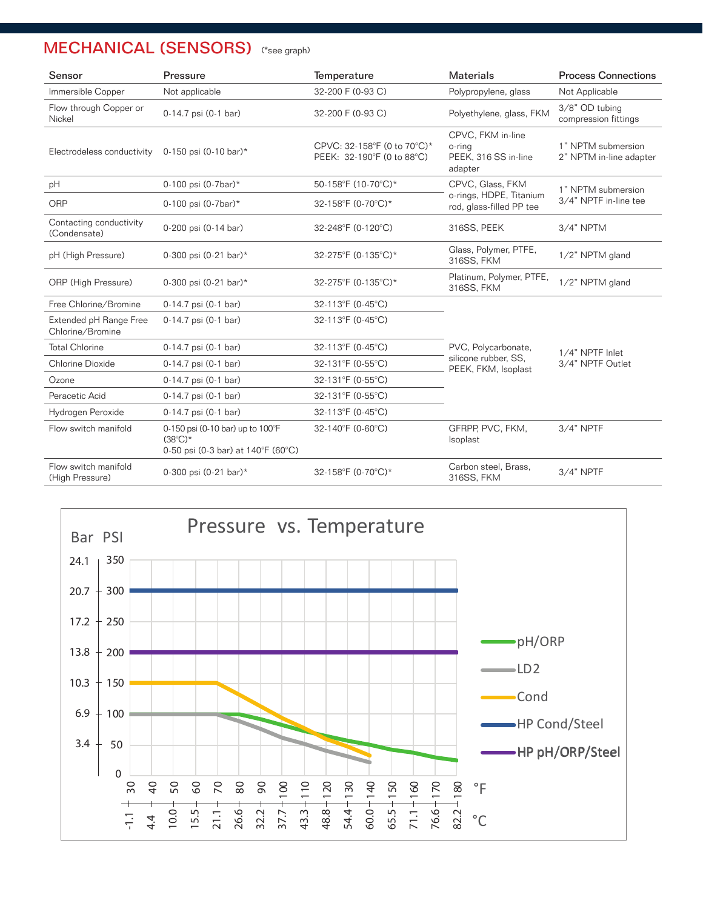## MECHANICAL (SENSORS) (*see graph)

| Sensor | Pressure | Temperature | Materials | Process Connections |
|---|---|---|---|---|
| Immersible Copper | Not applicable | 32-200 F (0-93 C) | Polypropylene, glass | Not Applicable |
| Flow through Copper or Nickel | 0-14.7 psi (0-1 bar) | 32-200 F (0-93 C) | Polyethylene, glass, FKM | 3/8" OD tubing compression fittings |
| Electrodeless conductivity | 0-150 psi (0-10 bar)* | CPVC: 32-158°F (0 to 70°C)*<br>PEEK: 32-190°F (0 to 88°C) | CPVC, FKM in-line o-ring<br>PEEK, 316 SS in-line adapter | 1" NPTM submersion<br>2" NPTM in-line adapter |
| pH | 0-100 psi (0-7bar)* | 50-158°F (10-70°C)* | CPVC, Glass, FKM o-rings, HDPE, Titanium rod, glass-filled PP tee | 1" NPTM submersion<br>3/4" NPTF in-line tee |
| ORP | 0-100 psi (0-7bar)* | 32-158°F (0-70°C)* | CPVC, Glass, FKM o-rings, HDPE, Titanium rod, glass-filled PP tee | 1" NPTM submersion<br>3/4" NPTF in-line tee |
| Contacting conductivity (Condensate) | 0-200 psi (0-14 bar) | 32-248°F (0-120°C) | 316SS, PEEK | 3/4" NPTM |
| pH (High Pressure) | 0-300 psi (0-21 bar)* | 32-275°F (0-135°C)* | Glass, Polymer, PTFE, 316SS, FKM | 1/2" NPTM gland |
| ORP (High Pressure) | 0-300 psi (0-21 bar)* | 32-275°F (0-135°C)* | Platinum, Polymer, PTFE, 316SS, FKM | 1/2" NPTM gland |
| Free Chlorine/Bromine | 0-14.7 psi (0-1 bar) | 32-113°F (0-45°C) | PVC, Polycarbonate, silicone rubber, SS, PEEK, FKM, Isoplast | 1/4" NPTF Inlet<br>3/4" NPTF Outlet |
| Extended pH Range Free Chlorine/Bromine | 0-14.7 psi (0-1 bar) | 32-113°F (0-45°C) | PVC, Polycarbonate, silicone rubber, SS, PEEK, FKM, Isoplast | 1/4" NPTF Inlet<br>3/4" NPTF Outlet |
| Total Chlorine | 0-14.7 psi (0-1 bar) | 32-113°F (0-45°C) | PVC, Polycarbonate, silicone rubber, SS, PEEK, FKM, Isoplast | 1/4" NPTF Inlet<br>3/4" NPTF Outlet |
| Chlorine Dioxide | 0-14.7 psi (0-1 bar) | 32-131°F (0-55°C) | PVC, Polycarbonate, silicone rubber, SS, PEEK, FKM, Isoplast | 1/4" NPTF Inlet<br>3/4" NPTF Outlet |
| Ozone | 0-14.7 psi (0-1 bar) | 32-131°F (0-55°C) | PVC, Polycarbonate, silicone rubber, SS, PEEK, FKM, Isoplast | 1/4" NPTF Inlet<br>3/4" NPTF Outlet |
| Peracetic Acid | 0-14.7 psi (0-1 bar) | 32-131°F (0-55°C) | PVC, Polycarbonate, silicone rubber, SS, PEEK, FKM, Isoplast | 1/4" NPTF Inlet<br>3/4" NPTF Outlet |
| Hydrogen Peroxide | 0-14.7 psi (0-1 bar) | 32-113°F (0-45°C) | PVC, Polycarbonate, silicone rubber, SS, PEEK, FKM, Isoplast | 1/4" NPTF Inlet<br>3/4" NPTF Outlet |
| Flow switch manifold | 0-150 psi (0-10 bar) up to 100°F (38°C)*<br>0-50 psi (0-3 bar) at 140°F (60°C) | 32-140°F (0-60°C) | GFRPP, PVC, FKM, Isoplast | 3/4" NPTF |
| Flow switch manifold (High Pressure) | 0-300 psi (0-21 bar)* | 32-158°F (0-70°C)* | Carbon steel, Brass, 316SS, FKM | 3/4" NPTF |

### Pressure vs. Temperature

Legend: pH/ORP, LD2, Cond, HP Cond/Steel, HP pH/ORP/Steel

Y-axis: Bar / PSI (0 / 0, 3.4 / 50, 6.9 / 100, 10.3 / 150, 13.8 / 200, 17.2 / 250, 20.7 / 300, 24.1 / 350)

X-axis: °F (30, 40, 50, 60, 70, 80, 90, 100, 110, 120, 130, 140, 150, 160, 170, 180) / °C (-1.1, 4.4, 10.0, 15.5, 21.1, 26.6, 32.2, 37.7, 43.3, 48.8, 54.4, 60.0, 65.5, 71.1, 76.6, 82.2)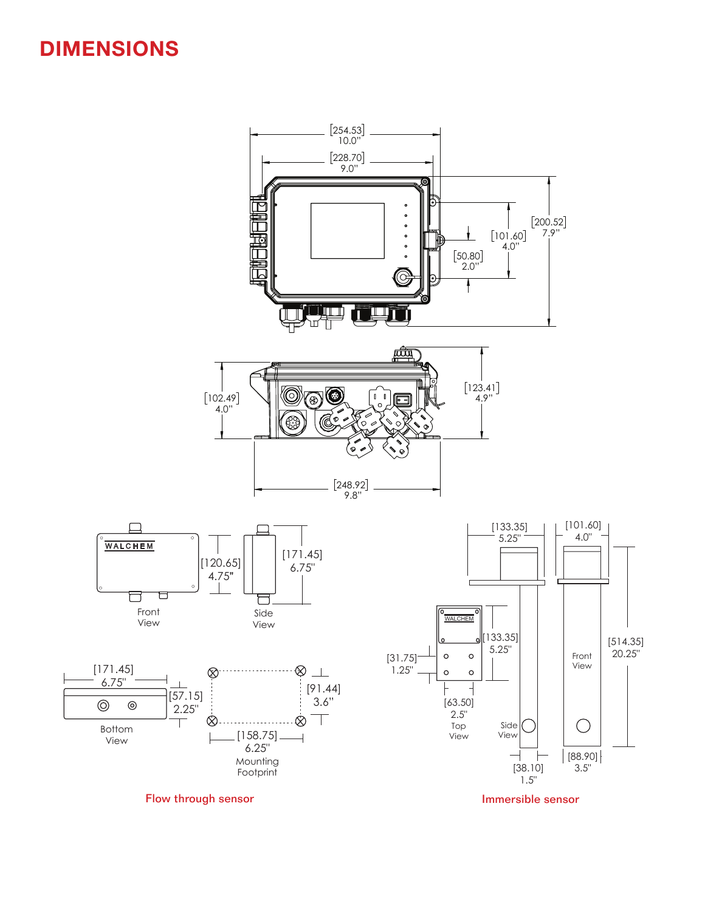# DIMENSIONS

[254.53] 10.0"

[228.70] 9.0"

[200.52] 7.9"

[101.60] 4.0"

[50.80] 2.0"

[102.49] 4.0"

[123.41] 4.9"

[248.92] 9.8"

WALCHEM

[120.65] 4.75"

[171.45] 6.75"

Front View

Side View

[171.45] 6.75"

[57.15] 2.25"

Bottom View

[91.44] 3.6"

[158.75] 6.25"

Mounting Footprint

Flow through sensor

[133.35] 5.25"

[101.60] 4.0"

WALCHEM

[133.35] 5.25"

[31.75] 1.25"

[63.50] 2.5"

Top View

Side View

Front View

[514.35] 20.25"

[38.10] 1.5"

[88.90] 3.5"

Immersible sensor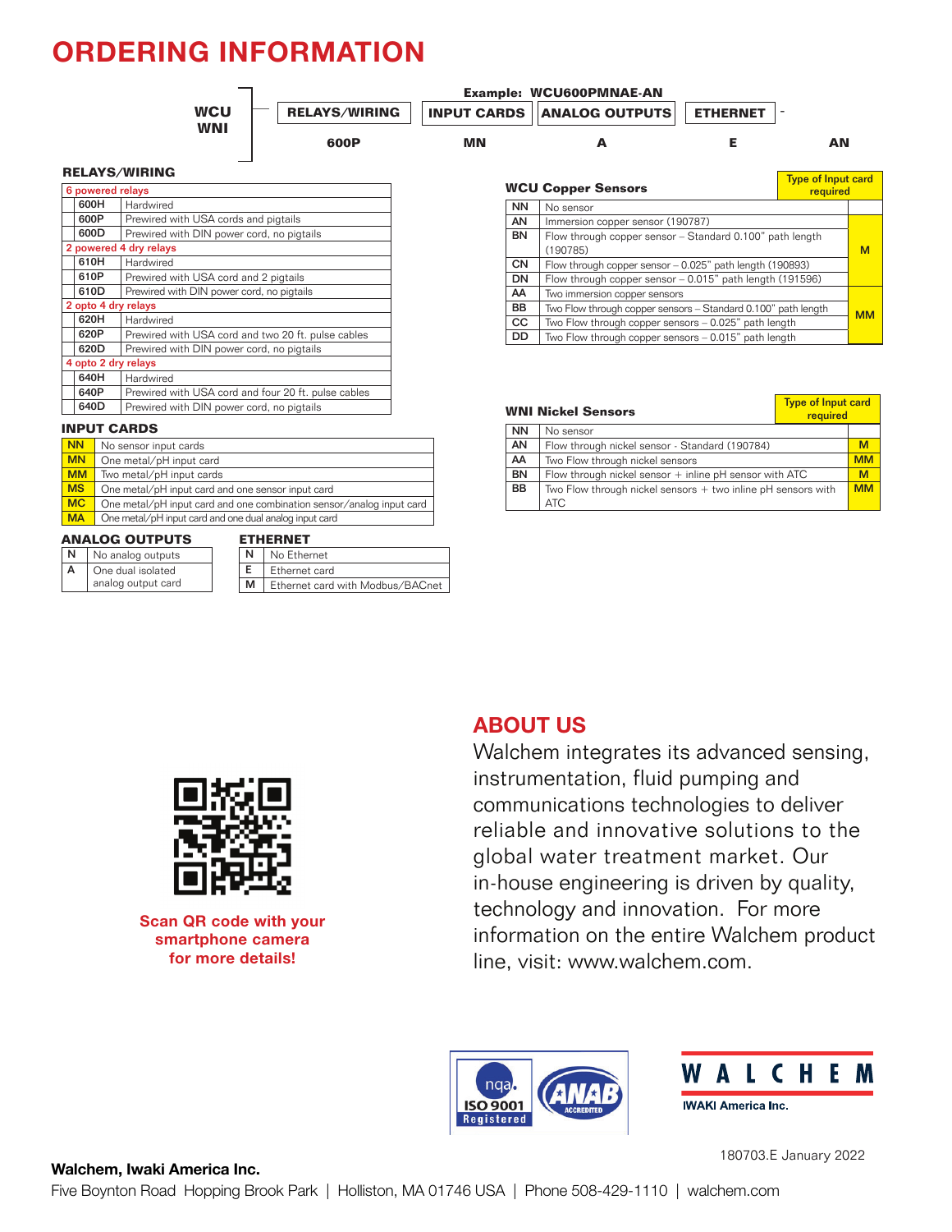# ORDERING INFORMATION

Example: WCU600PMNAE-AN

| | RELAYS/WIRING | INPUT CARDS | ANALOG OUTPUTS | ETHERNET | - |
|---|---|---|---|---|---|
| WCU / WNI | 600P | MN | A | E | AN |

### RELAYS/WIRING

| | |
|---|---|
| **6 powered relays** | |
| 600H | Hardwired |
| 600P | Prewired with USA cords and pigtails |
| 600D | Prewired with DIN power cord, no pigtails |
| **2 powered 4 dry relays** | |
| 610H | Hardwired |
| 610P | Prewired with USA cord and 2 pigtails |
| 610D | Prewired with DIN power cord, no pigtails |
| **2 opto 4 dry relays** | |
| 620H | Hardwired |
| 620P | Prewired with USA cord and two 20 ft. pulse cables |
| 620D | Prewired with DIN power cord, no pigtails |
| **4 opto 2 dry relays** | |
| 640H | Hardwired |
| 640P | Prewired with USA cord and four 20 ft. pulse cables |
| 640D | Prewired with DIN power cord, no pigtails |

### INPUT CARDS

| | |
|---|---|
| NN | No sensor input cards |
| MN | One metal/pH input card |
| MM | Two metal/pH input cards |
| MS | One metal/pH input card and one sensor input card |
| MC | One metal/pH input card and one combination sensor/analog input card |
| MA | One metal/pH input card and one dual analog input card |

### ANALOG OUTPUTS

| | |
|---|---|
| N | No analog outputs |
| A | One dual isolated analog output card |

### ETHERNET

| | |
|---|---|
| N | No Ethernet |
| E | Ethernet card |
| M | Ethernet card with Modbus/BACnet |

### WCU Copper Sensors

| | WCU Copper Sensors | Type of Input card required |
|---|---|---|
| NN | No sensor | |
| AN | Immersion copper sensor (190787) | M |
| BN | Flow through copper sensor – Standard 0.100" path length (190785) | M |
| CN | Flow through copper sensor – 0.025" path length (190893) | M |
| DN | Flow through copper sensor – 0.015" path length (191596) | M |
| AA | Two immersion copper sensors | MM |
| BB | Two Flow through copper sensors – Standard 0.100" path length | MM |
| CC | Two Flow through copper sensors – 0.025" path length | MM |
| DD | Two Flow through copper sensors – 0.015" path length | MM |

### WNI Nickel Sensors

| | WNI Nickel Sensors | Type of Input card required |
|---|---|---|
| NN | No sensor | |
| AN | Flow through nickel sensor - Standard (190784) | M |
| AA | Two Flow through nickel sensors | MM |
| BN | Flow through nickel sensor + inline pH sensor with ATC | M |
| BB | Two Flow through nickel sensors + two inline pH sensors with ATC | MM |

**Scan QR code with your smartphone camera for more details!**

## ABOUT US

Walchem integrates its advanced sensing, instrumentation, fluid pumping and communications technologies to deliver reliable and innovative solutions to the global water treatment market. Our in-house engineering is driven by quality, technology and innovation. For more information on the entire Walchem product line, visit: www.walchem.com.

nqa. ISO 9001 Registered ANAB ACCREDITED

WALCHEM IWAKI America Inc.

180703.E January 2022

**Walchem, Iwaki America Inc.**

Five Boynton Road Hopping Brook Park | Holliston, MA 01746 USA | Phone 508-429-1110 | walchem.com